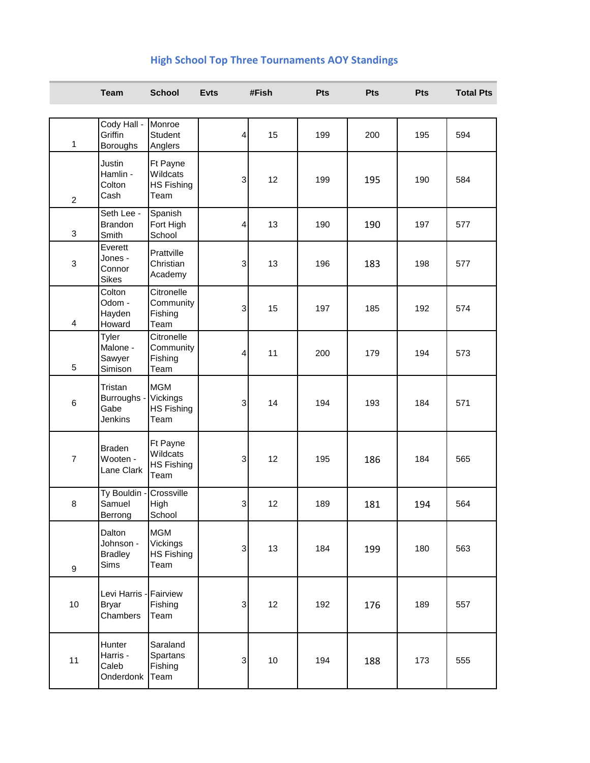## High School Top Three Tournaments AOY Standings

| | Team | School | Evts | #Fish | Pts | Pts | Pts | Total Pts |
|---|---|---|---|---|---|---|---|---|
| 1 | Cody Hall - Griffin Boroughs | Monroe Student Anglers | 4 | 15 | 199 | 200 | 195 | 594 |
| 2 | Justin Hamlin - Colton Cash | Ft Payne Wildcats HS Fishing Team | 3 | 12 | 199 | 195 | 190 | 584 |
| 3 | Seth Lee - Brandon Smith | Spanish Fort High School | 4 | 13 | 190 | 190 | 197 | 577 |
| 3 | Everett Jones - Connor Sikes | Prattville Christian Academy | 3 | 13 | 196 | 183 | 198 | 577 |
| 4 | Colton Odom - Hayden Howard | Citronelle Community Fishing Team | 3 | 15 | 197 | 185 | 192 | 574 |
| 5 | Tyler Malone - Sawyer Simison | Citronelle Community Fishing Team | 4 | 11 | 200 | 179 | 194 | 573 |
| 6 | Tristan Burroughs - Gabe Jenkins | MGM Vickings HS Fishing Team | 3 | 14 | 194 | 193 | 184 | 571 |
| 7 | Braden Wooten - Lane Clark | Ft Payne Wildcats HS Fishing Team | 3 | 12 | 195 | 186 | 184 | 565 |
| 8 | Ty Bouldin - Samuel Berrong | Crossville High School | 3 | 12 | 189 | 181 | 194 | 564 |
| 9 | Dalton Johnson - Bradley Sims | MGM Vickings HS Fishing Team | 3 | 13 | 184 | 199 | 180 | 563 |
| 10 | Levi Harris - Bryar Chambers | Fairview Fishing Team | 3 | 12 | 192 | 176 | 189 | 557 |
| 11 | Hunter Harris - Caleb Onderdonk | Saraland Spartans Fishing Team | 3 | 10 | 194 | 188 | 173 | 555 |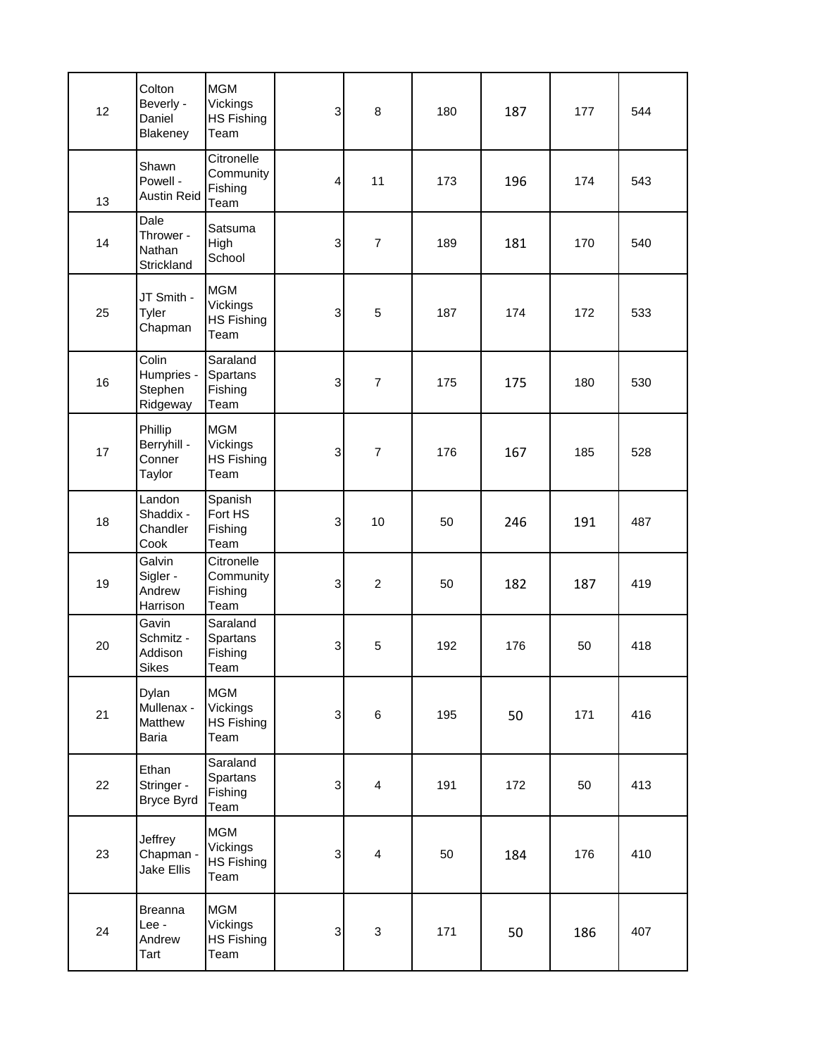| | | | | | | | | |
|---|---|---|---|---|---|---|---|---|
| 12 | Colton Beverly - Daniel Blakeney | MGM Vikings HS Fishing Team | 3 | 8 | 180 | 187 | 177 | 544 |
| 13 | Shawn Powell - Austin Reid | Citronelle Community Fishing Team | 4 | 11 | 173 | 196 | 174 | 543 |
| 14 | Dale Thrower - Nathan Strickland | Satsuma High School | 3 | 7 | 189 | 181 | 170 | 540 |
| 25 | JT Smith - Tyler Chapman | MGM Vikings HS Fishing Team | 3 | 5 | 187 | 174 | 172 | 533 |
| 16 | Colin Humpries - Stephen Ridgeway | Saraland Spartans Fishing Team | 3 | 7 | 175 | 175 | 180 | 530 |
| 17 | Phillip Berryhill - Conner Taylor | MGM Vikings HS Fishing Team | 3 | 7 | 176 | 167 | 185 | 528 |
| 18 | Landon Shaddix - Chandler Cook | Spanish Fort HS Fishing Team | 3 | 10 | 50 | 246 | 191 | 487 |
| 19 | Galvin Sigler - Andrew Harrison | Citronelle Community Fishing Team | 3 | 2 | 50 | 182 | 187 | 419 |
| 20 | Gavin Schmitz - Addison Sikes | Saraland Spartans Fishing Team | 3 | 5 | 192 | 176 | 50 | 418 |
| 21 | Dylan Mullenax - Matthew Baria | MGM Vikings HS Fishing Team | 3 | 6 | 195 | 50 | 171 | 416 |
| 22 | Ethan Stringer - Bryce Byrd | Saraland Spartans Fishing Team | 3 | 4 | 191 | 172 | 50 | 413 |
| 23 | Jeffrey Chapman - Jake Ellis | MGM Vikings HS Fishing Team | 3 | 4 | 50 | 184 | 176 | 410 |
| 24 | Breanna Lee - Andrew Tart | MGM Vikings HS Fishing Team | 3 | 3 | 171 | 50 | 186 | 407 |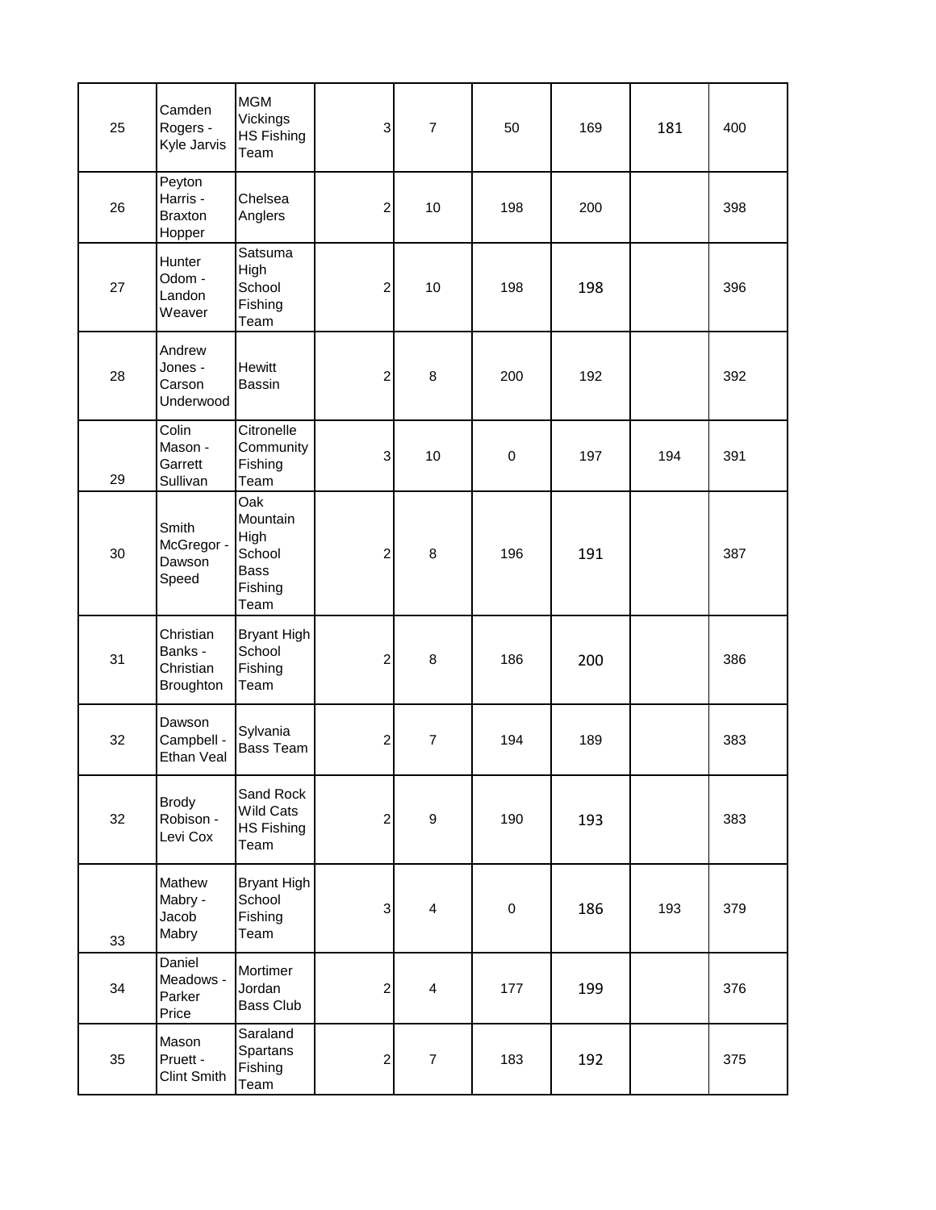| | | | | | | | | |
|---|---|---|---|---|---|---|---|---|
| 25 | Camden Rogers - Kyle Jarvis | MGM Vickings HS Fishing Team | 3 | 7 | 50 | 169 | 181 | 400 |
| 26 | Peyton Harris - Braxton Hopper | Chelsea Anglers | 2 | 10 | 198 | 200 | | 398 |
| 27 | Hunter Odom - Landon Weaver | Satsuma High School Fishing Team | 2 | 10 | 198 | 198 | | 396 |
| 28 | Andrew Jones - Carson Underwood | Hewitt Bassin | 2 | 8 | 200 | 192 | | 392 |
| 29 | Colin Mason - Garrett Sullivan | Citronelle Community Fishing Team | 3 | 10 | 0 | 197 | 194 | 391 |
| 30 | Smith McGregor - Dawson Speed | Oak Mountain High School Bass Fishing Team | 2 | 8 | 196 | 191 | | 387 |
| 31 | Christian Banks - Christian Broughton | Bryant High School Fishing Team | 2 | 8 | 186 | 200 | | 386 |
| 32 | Dawson Campbell - Ethan Veal | Sylvania Bass Team | 2 | 7 | 194 | 189 | | 383 |
| 32 | Brody Robison - Levi Cox | Sand Rock Wild Cats HS Fishing Team | 2 | 9 | 190 | 193 | | 383 |
| 33 | Mathew Mabry - Jacob Mabry | Bryant High School Fishing Team | 3 | 4 | 0 | 186 | 193 | 379 |
| 34 | Daniel Meadows - Parker Price | Mortimer Jordan Bass Club | 2 | 4 | 177 | 199 | | 376 |
| 35 | Mason Pruett - Clint Smith | Saraland Spartans Fishing Team | 2 | 7 | 183 | 192 | | 375 |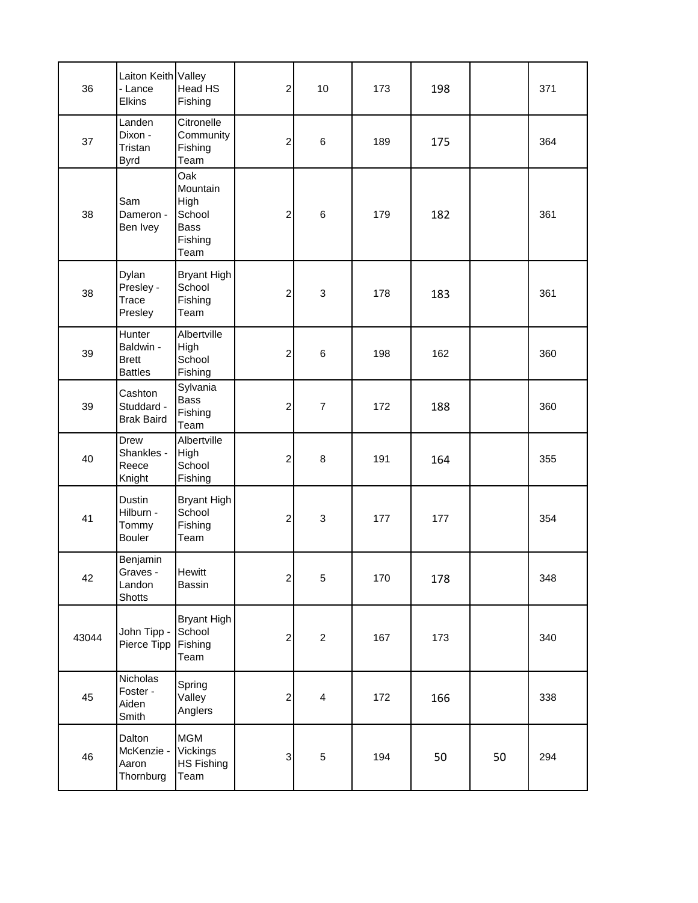| | | | | | | | | |
|---|---|---|---|---|---|---|---|---|
| 36 | Laiton Keith - Lance Elkins | Valley Head HS Fishing | 2 | 10 | 173 | 198 | | 371 |
| 37 | Landen Dixon - Tristan Byrd | Citronelle Community Fishing Team | 2 | 6 | 189 | 175 | | 364 |
| 38 | Sam Dameron - Ben Ivey | Oak Mountain High School Bass Fishing Team | 2 | 6 | 179 | 182 | | 361 |
| 38 | Dylan Presley - Trace Presley | Bryant High School Fishing Team | 2 | 3 | 178 | 183 | | 361 |
| 39 | Hunter Baldwin - Brett Battles | Albertville High School Fishing | 2 | 6 | 198 | 162 | | 360 |
| 39 | Cashton Studdard - Brak Baird | Sylvania Bass Fishing Team | 2 | 7 | 172 | 188 | | 360 |
| 40 | Drew Shankles - Reece Knight | Albertville High School Fishing | 2 | 8 | 191 | 164 | | 355 |
| 41 | Dustin Hilburn - Tommy Bouler | Bryant High School Fishing Team | 2 | 3 | 177 | 177 | | 354 |
| 42 | Benjamin Graves - Landon Shotts | Hewitt Bassin | 2 | 5 | 170 | 178 | | 348 |
| 43044 | John Tipp - Pierce Tipp | Bryant High School Fishing Team | 2 | 2 | 167 | 173 | | 340 |
| 45 | Nicholas Foster - Aiden Smith | Spring Valley Anglers | 2 | 4 | 172 | 166 | | 338 |
| 46 | Dalton McKenzie - Aaron Thornburg | MGM Vickings HS Fishing Team | 3 | 5 | 194 | 50 | 50 | 294 |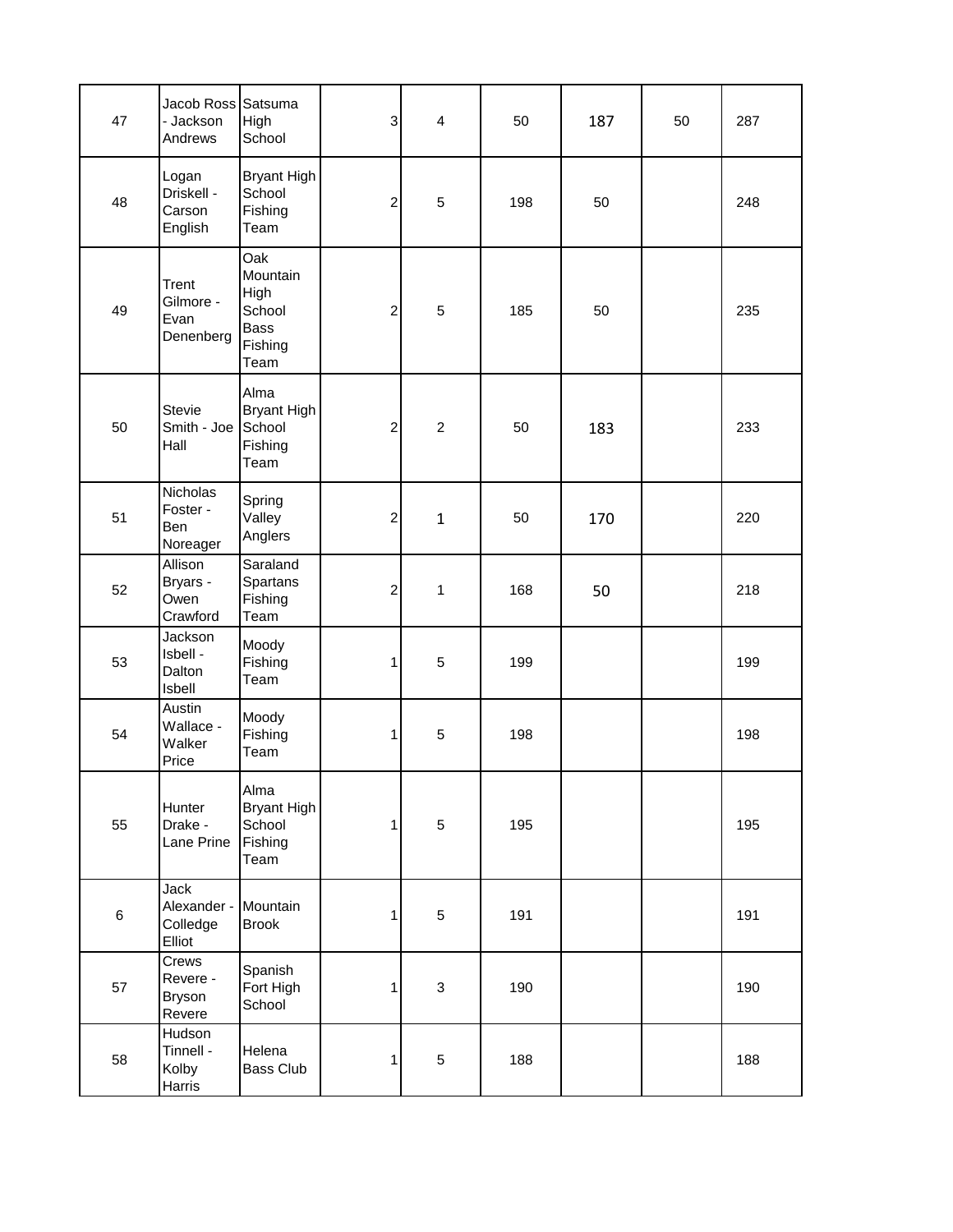| | | | | | | | | |
|---|---|---|---|---|---|---|---|---|
| 47 | Jacob Ross - Jackson Andrews | Satsuma High School | 3 | 4 | 50 | 187 | 50 | 287 |
| 48 | Logan Driskell - Carson English | Bryant High School Fishing Team | 2 | 5 | 198 | 50 | | 248 |
| 49 | Trent Gilmore - Evan Denenberg | Oak Mountain High School Bass Fishing Team | 2 | 5 | 185 | 50 | | 235 |
| 50 | Stevie Smith - Joe Hall | Alma Bryant High School Fishing Team | 2 | 2 | 50 | 183 | | 233 |
| 51 | Nicholas Foster - Ben Noreager | Spring Valley Anglers | 2 | 1 | 50 | 170 | | 220 |
| 52 | Allison Bryars - Owen Crawford | Saraland Spartans Fishing Team | 2 | 1 | 168 | 50 | | 218 |
| 53 | Jackson Isbell - Dalton Isbell | Moody Fishing Team | 1 | 5 | 199 | | | 199 |
| 54 | Austin Wallace - Walker Price | Moody Fishing Team | 1 | 5 | 198 | | | 198 |
| 55 | Hunter Drake - Lane Prine | Alma Bryant High School Fishing Team | 1 | 5 | 195 | | | 195 |
| 6 | Jack Alexander - Colledge Elliot | Mountain Brook | 1 | 5 | 191 | | | 191 |
| 57 | Crews Revere - Bryson Revere | Spanish Fort High School | 1 | 3 | 190 | | | 190 |
| 58 | Hudson Tinnell - Kolby Harris | Helena Bass Club | 1 | 5 | 188 | | | 188 |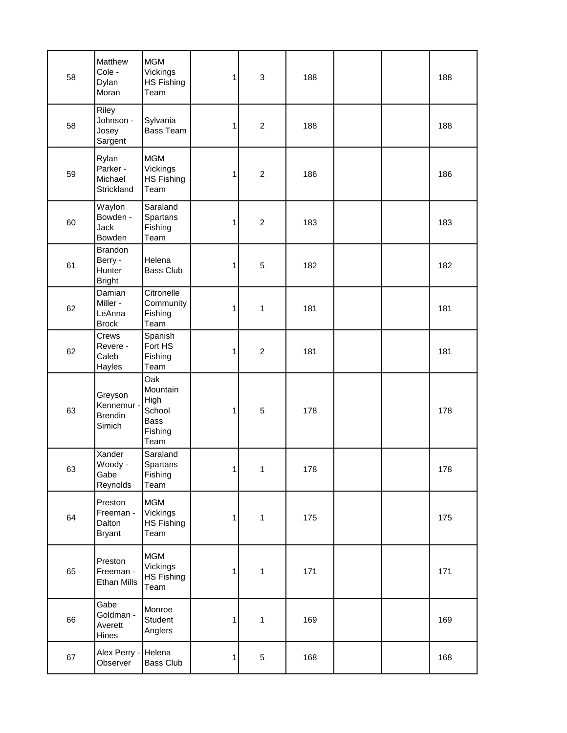| | | | | | | | | |
|---|---|---|---|---|---|---|---|---|
| 58 | Matthew Cole - Dylan Moran | MGM Vickings HS Fishing Team | 1 | 3 | 188 | | | 188 |
| 58 | Riley Johnson - Josey Sargent | Sylvania Bass Team | 1 | 2 | 188 | | | 188 |
| 59 | Rylan Parker - Michael Strickland | MGM Vickings HS Fishing Team | 1 | 2 | 186 | | | 186 |
| 60 | Waylon Bowden - Jack Bowden | Saraland Spartans Fishing Team | 1 | 2 | 183 | | | 183 |
| 61 | Brandon Berry - Hunter Bright | Helena Bass Club | 1 | 5 | 182 | | | 182 |
| 62 | Damian Miller - LeAnna Brock | Citronelle Community Fishing Team | 1 | 1 | 181 | | | 181 |
| 62 | Crews Revere - Caleb Hayles | Spanish Fort HS Fishing Team | 1 | 2 | 181 | | | 181 |
| 63 | Greyson Kennemur - Brendin Simich | Oak Mountain High School Bass Fishing Team | 1 | 5 | 178 | | | 178 |
| 63 | Xander Woody - Gabe Reynolds | Saraland Spartans Fishing Team | 1 | 1 | 178 | | | 178 |
| 64 | Preston Freeman - Dalton Bryant | MGM Vickings HS Fishing Team | 1 | 1 | 175 | | | 175 |
| 65 | Preston Freeman - Ethan Mills | MGM Vickings HS Fishing Team | 1 | 1 | 171 | | | 171 |
| 66 | Gabe Goldman - Averett Hines | Monroe Student Anglers | 1 | 1 | 169 | | | 169 |
| 67 | Alex Perry - Observer | Helena Bass Club | 1 | 5 | 168 | | | 168 |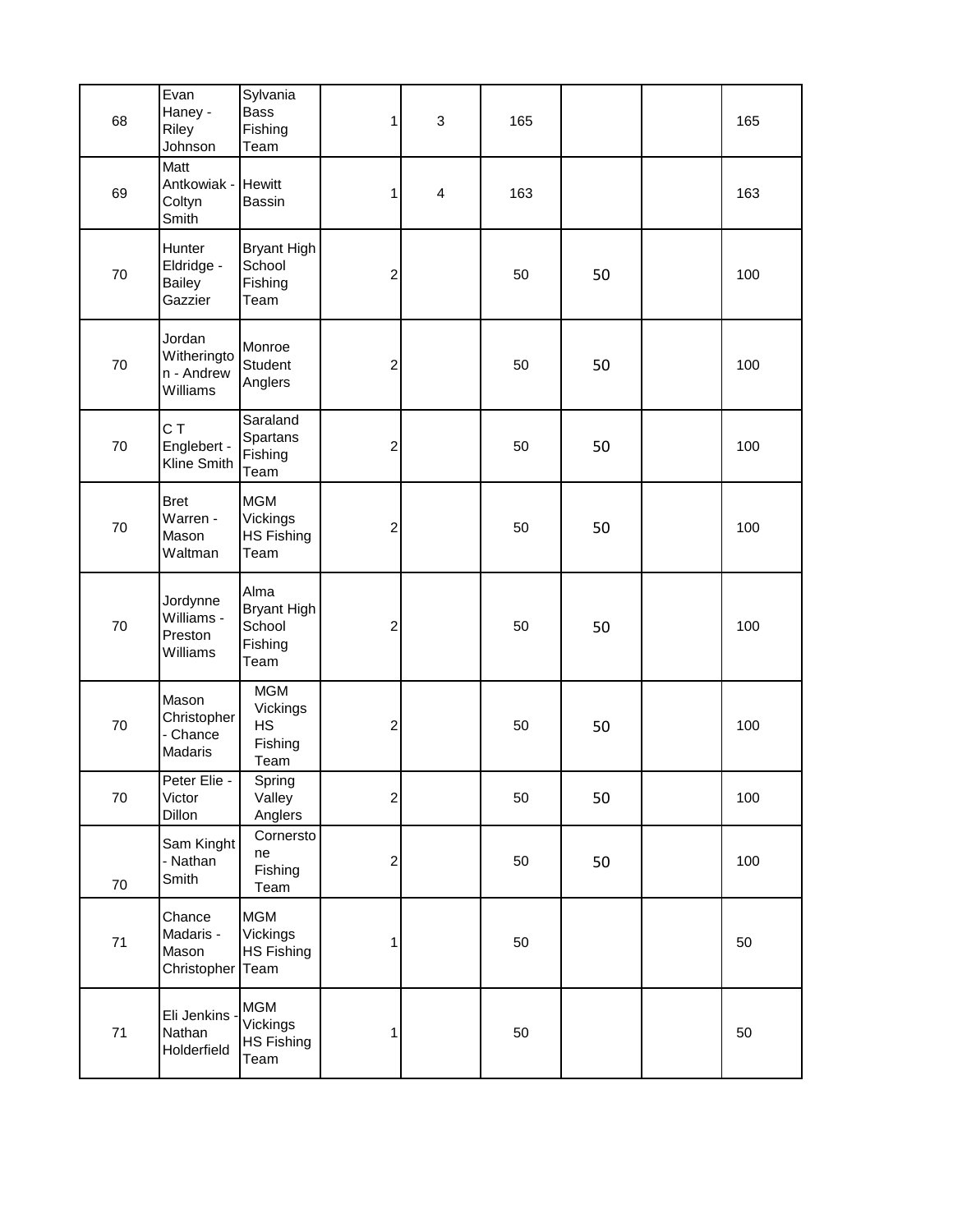| | | | | | | | | |
|---|---|---|---|---|---|---|---|---|
| 68 | Evan Haney - Riley Johnson | Sylvania Bass Fishing Team | 1 | 3 | 165 | | | 165 |
| 69 | Matt Antkowiak - Coltyn Smith | Hewitt Bassin | 1 | 4 | 163 | | | 163 |
| 70 | Hunter Eldridge - Bailey Gazzier | Bryant High School Fishing Team | 2 | | 50 | 50 | | 100 |
| 70 | Jordan Witherington - Andrew Williams | Monroe Student Anglers | 2 | | 50 | 50 | | 100 |
| 70 | C T Englebert - Kline Smith | Saraland Spartans Fishing Team | 2 | | 50 | 50 | | 100 |
| 70 | Bret Warren - Mason Waltman | MGM Vickings HS Fishing Team | 2 | | 50 | 50 | | 100 |
| 70 | Jordynne Williams - Preston Williams | Alma Bryant High School Fishing Team | 2 | | 50 | 50 | | 100 |
| 70 | Mason Christopher - Chance Madaris | MGM Vickings HS Fishing Team | 2 | | 50 | 50 | | 100 |
| 70 | Peter Elie - Victor Dillon | Spring Valley Anglers | 2 | | 50 | 50 | | 100 |
| 70 | Sam Kinght - Nathan Smith | Cornerstone Fishing Team | 2 | | 50 | 50 | | 100 |
| 71 | Chance Madaris - Mason Christopher | MGM Vickings HS Fishing Team | 1 | | 50 | | | 50 |
| 71 | Eli Jenkins - Nathan Holderfield | MGM Vickings HS Fishing Team | 1 | | 50 | | | 50 |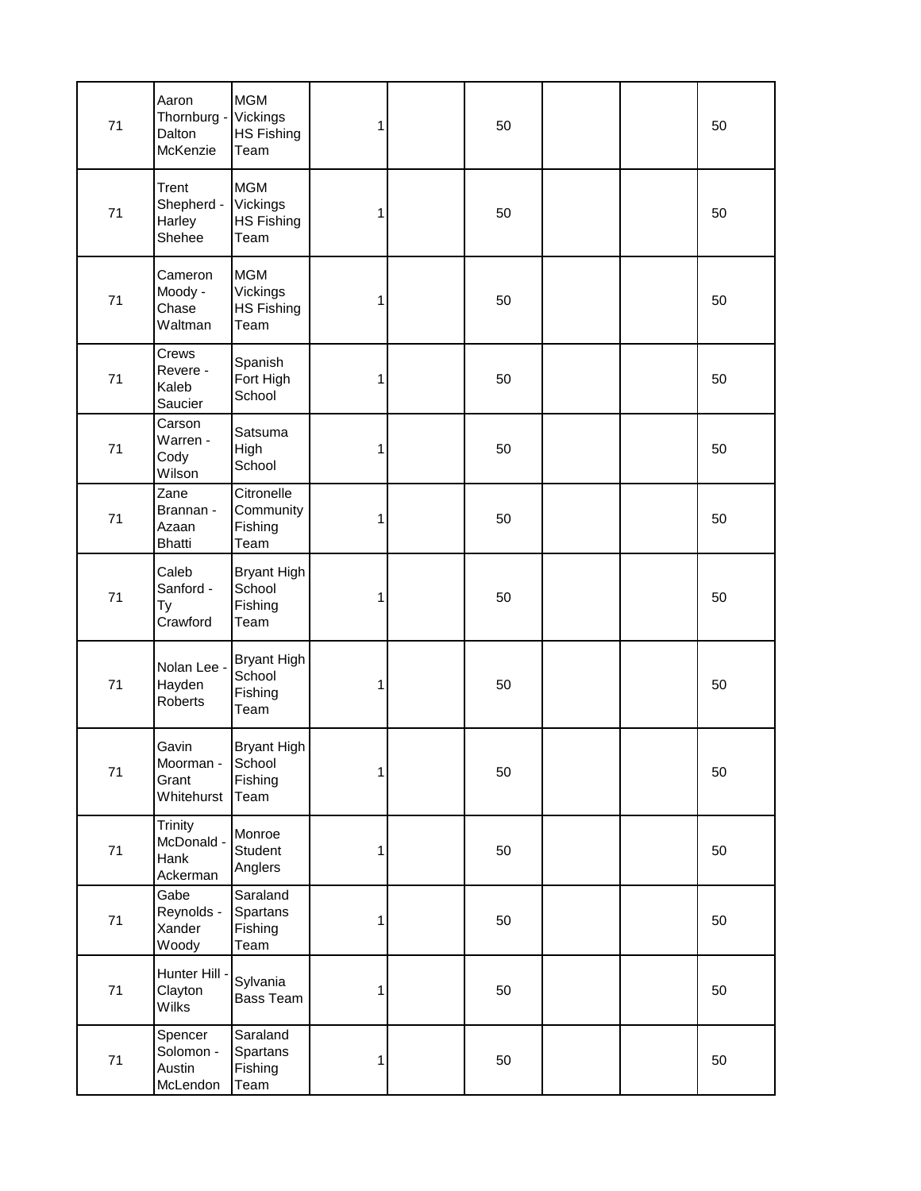| | | | | | | | | |
|---|---|---|---|---|---|---|---|---|
| 71 | Aaron Thornburg - Dalton McKenzie | MGM Vickings HS Fishing Team | 1 | | 50 | | | 50 |
| 71 | Trent Shepherd - Harley Shehee | MGM Vickings HS Fishing Team | 1 | | 50 | | | 50 |
| 71 | Cameron Moody - Chase Waltman | MGM Vickings HS Fishing Team | 1 | | 50 | | | 50 |
| 71 | Crews Revere - Kaleb Saucier | Spanish Fort High School | 1 | | 50 | | | 50 |
| 71 | Carson Warren - Cody Wilson | Satsuma High School | 1 | | 50 | | | 50 |
| 71 | Zane Brannan - Azaan Bhatti | Citronelle Community Fishing Team | 1 | | 50 | | | 50 |
| 71 | Caleb Sanford - Ty Crawford | Bryant High School Fishing Team | 1 | | 50 | | | 50 |
| 71 | Nolan Lee - Hayden Roberts | Bryant High School Fishing Team | 1 | | 50 | | | 50 |
| 71 | Gavin Moorman - Grant Whitehurst | Bryant High School Fishing Team | 1 | | 50 | | | 50 |
| 71 | Trinity McDonald - Hank Ackerman | Monroe Student Anglers | 1 | | 50 | | | 50 |
| 71 | Gabe Reynolds - Xander Woody | Saraland Spartans Fishing Team | 1 | | 50 | | | 50 |
| 71 | Hunter Hill - Clayton Wilks | Sylvania Bass Team | 1 | | 50 | | | 50 |
| 71 | Spencer Solomon - Austin McLendon | Saraland Spartans Fishing Team | 1 | | 50 | | | 50 |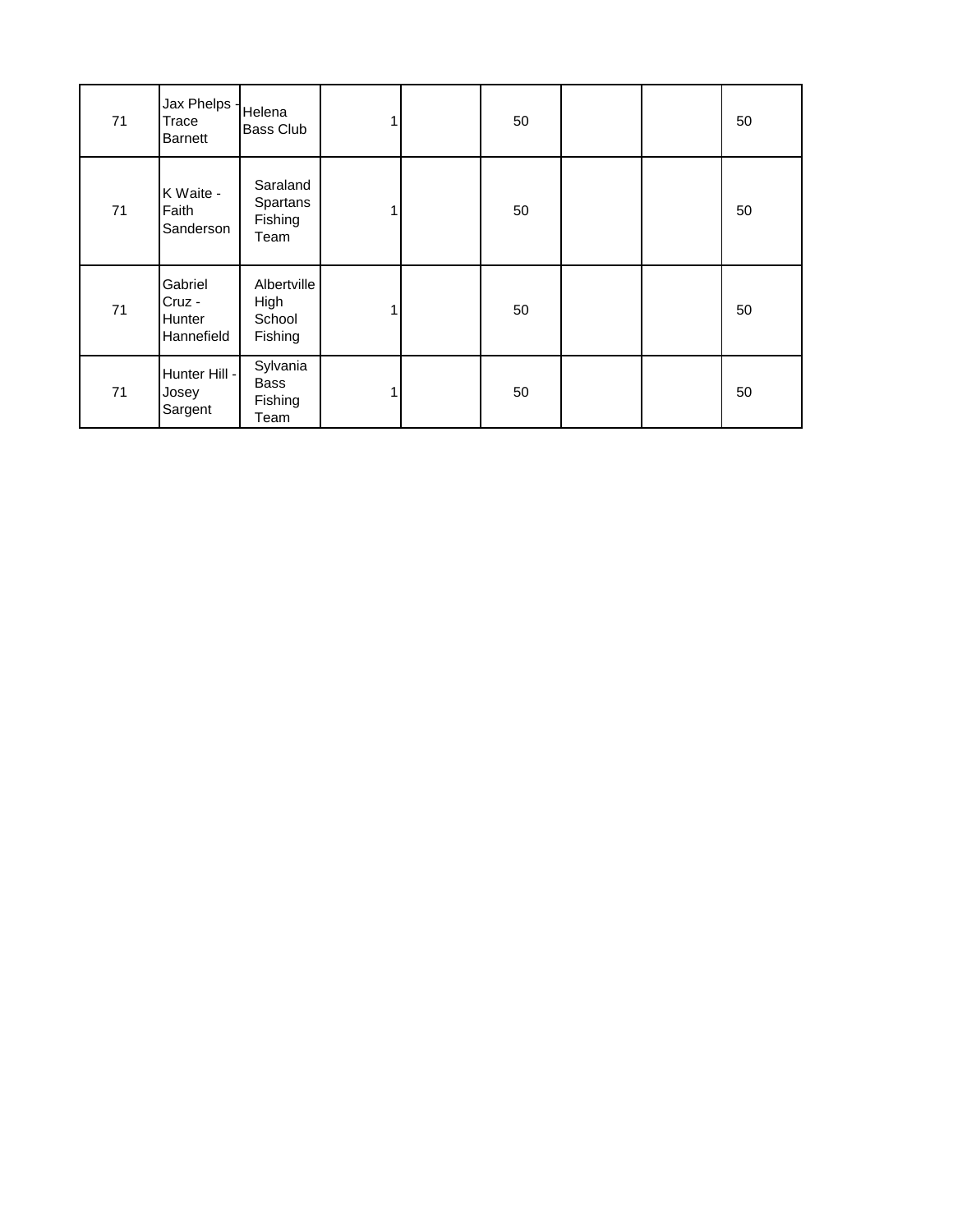| | | | | | | | | |
|---|---|---|---|---|---|---|---|---|
| 71 | Jax Phelps - Trace Barnett | Helena Bass Club | 1 | | 50 | | | 50 |
| 71 | K Waite - Faith Sanderson | Saraland Spartans Fishing Team | 1 | | 50 | | | 50 |
| 71 | Gabriel Cruz - Hunter Hannefield | Albertville High School Fishing | 1 | | 50 | | | 50 |
| 71 | Hunter Hill - Josey Sargent | Sylvania Bass Fishing Team | 1 | | 50 | | | 50 |